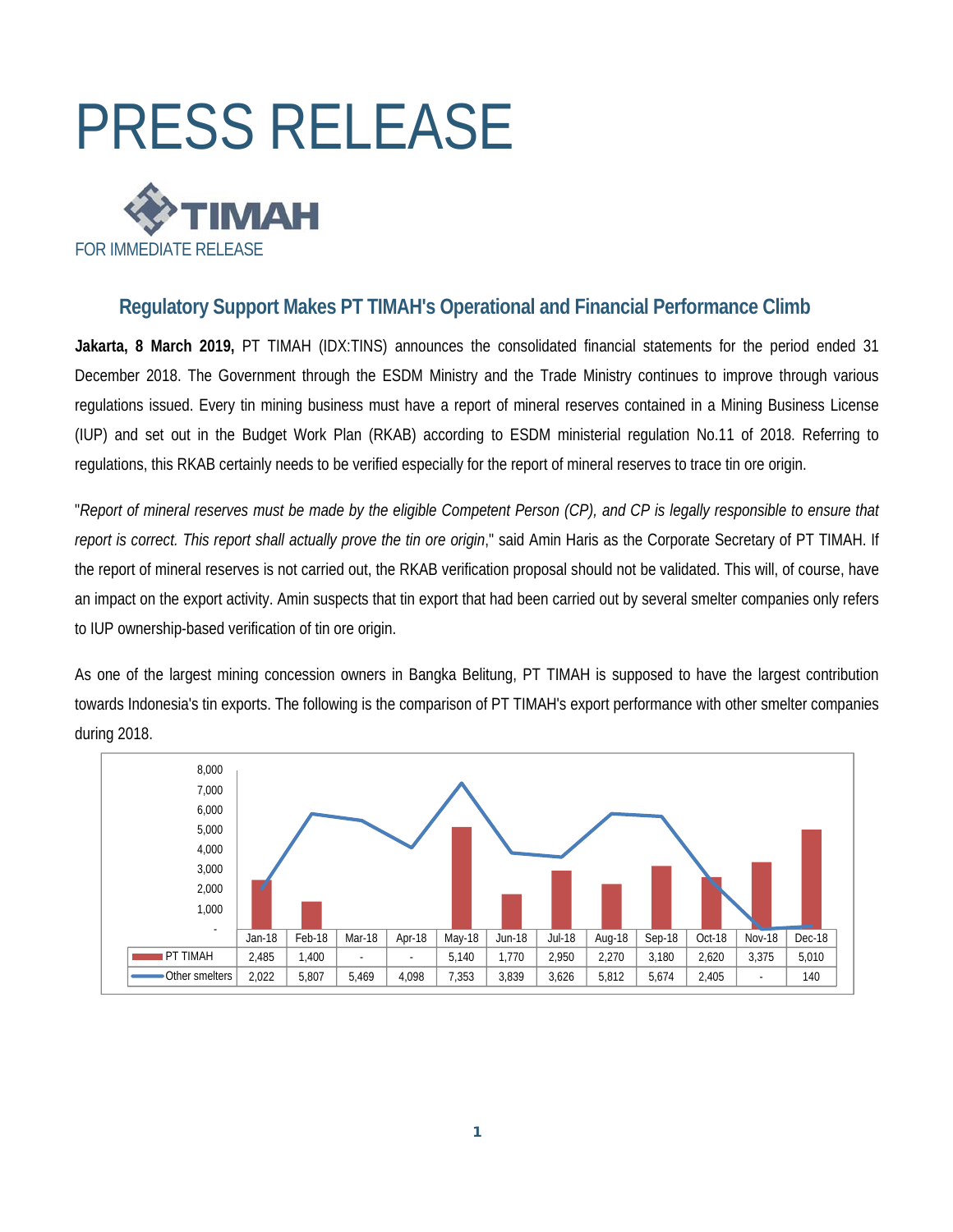# PRESS RELEASE

TIMAH

FOR IMMEDIATE RELEASE

## Regulatory Support Makes PT TIMAH's Operational and Financial Performance Climb

**Jakarta, 8 March 2019,** PT TIMAH (IDX:TINS) announces the consolidated financial statements for the period ended 31 December 2018. The Government through the ESDM Ministry and the Trade Ministry continues to improve through various regulations issued. Every tin mining business must have a report of mineral reserves contained in a Mining Business License (IUP) and set out in the Budget Work Plan (RKAB) according to ESDM ministerial regulation No.11 of 2018. Referring to regulations, this RKAB certainly needs to be verified especially for the report of mineral reserves to trace tin ore origin.

"*Report of mineral reserves must be made by the eligible Competent Person (CP), and CP is legally responsible to ensure that report is correct. This report shall actually prove the tin ore origin*," said Amin Haris as the Corporate Secretary of PT TIMAH. If the report of mineral reserves is not carried out, the RKAB verification proposal should not be validated. This will, of course, have an impact on the export activity. Amin suspects that tin export that had been carried out by several smelter companies only refers to IUP ownership-based verification of tin ore origin.

As one of the largest mining concession owners in Bangka Belitung, PT TIMAH is supposed to have the largest contribution towards Indonesia's tin exports. The following is the comparison of PT TIMAH's export performance with other smelter companies during 2018.

| | Jan-18 | Feb-18 | Mar-18 | Apr-18 | May-18 | Jun-18 | Jul-18 | Aug-18 | Sep-18 | Oct-18 | Nov-18 | Dec-18 |
|---|---|---|---|---|---|---|---|---|---|---|---|---|
| PT TIMAH | 2,485 | 1,400 | - | - | 5,140 | 1,770 | 2,950 | 2,270 | 3,180 | 2,620 | 3,375 | 5,010 |
| Other smelters | 2,022 | 5,807 | 5,469 | 4,098 | 7,353 | 3,839 | 3,626 | 5,812 | 5,674 | 2,405 | - | 140 |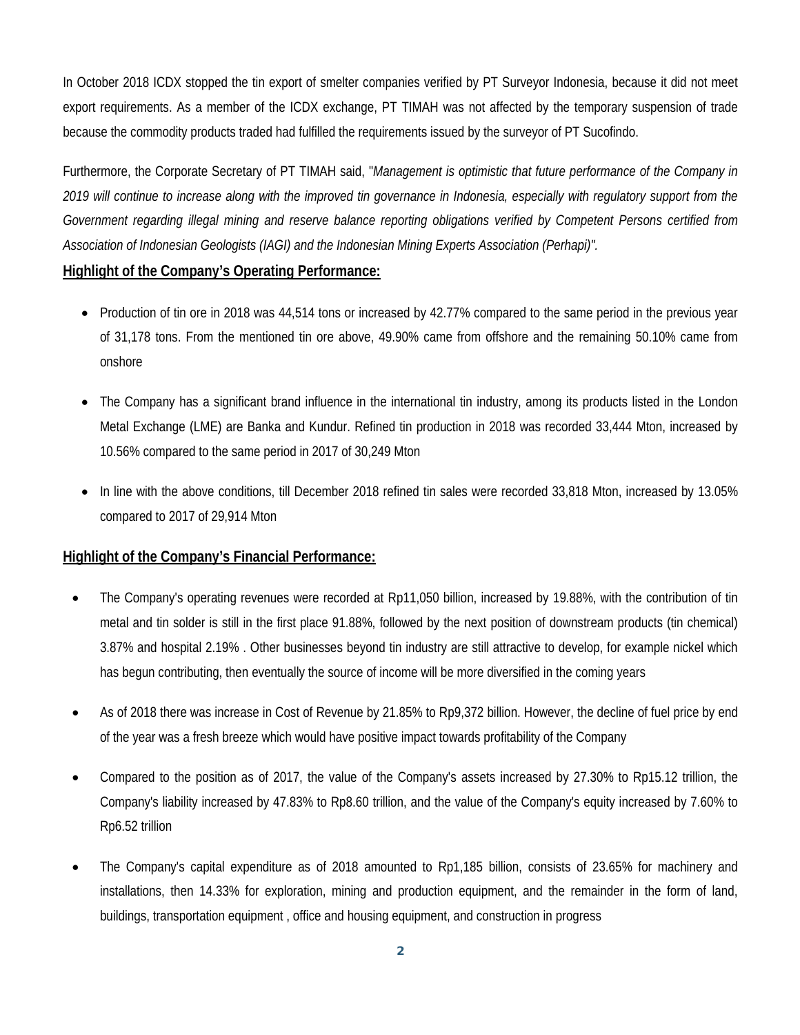In October 2018 ICDX stopped the tin export of smelter companies verified by PT Surveyor Indonesia, because it did not meet export requirements. As a member of the ICDX exchange, PT TIMAH was not affected by the temporary suspension of trade because the commodity products traded had fulfilled the requirements issued by the surveyor of PT Sucofindo.

Furthermore, the Corporate Secretary of PT TIMAH said, "*Management is optimistic that future performance of the Company in 2019 will continue to increase along with the improved tin governance in Indonesia, especially with regulatory support from the Government regarding illegal mining and reserve balance reporting obligations verified by Competent Persons certified from Association of Indonesian Geologists (IAGI) and the Indonesian Mining Experts Association (Perhapi)".*

**<u>Highlight of the Company's Operating Performance:</u>**

- Production of tin ore in 2018 was 44,514 tons or increased by 42.77% compared to the same period in the previous year of 31,178 tons. From the mentioned tin ore above, 49.90% came from offshore and the remaining 50.10% came from onshore
- The Company has a significant brand influence in the international tin industry, among its products listed in the London Metal Exchange (LME) are Banka and Kundur. Refined tin production in 2018 was recorded 33,444 Mton, increased by 10.56% compared to the same period in 2017 of 30,249 Mton
- In line with the above conditions, till December 2018 refined tin sales were recorded 33,818 Mton, increased by 13.05% compared to 2017 of 29,914 Mton

**<u>Highlight of the Company's Financial Performance:</u>**

- The Company's operating revenues were recorded at Rp11,050 billion, increased by 19.88%, with the contribution of tin metal and tin solder is still in the first place 91.88%, followed by the next position of downstream products (tin chemical) 3.87% and hospital 2.19% . Other businesses beyond tin industry are still attractive to develop, for example nickel which has begun contributing, then eventually the source of income will be more diversified in the coming years
- As of 2018 there was increase in Cost of Revenue by 21.85% to Rp9,372 billion. However, the decline of fuel price by end of the year was a fresh breeze which would have positive impact towards profitability of the Company
- Compared to the position as of 2017, the value of the Company's assets increased by 27.30% to Rp15.12 trillion, the Company's liability increased by 47.83% to Rp8.60 trillion, and the value of the Company's equity increased by 7.60% to Rp6.52 trillion
- The Company's capital expenditure as of 2018 amounted to Rp1,185 billion, consists of 23.65% for machinery and installations, then 14.33% for exploration, mining and production equipment, and the remainder in the form of land, buildings, transportation equipment , office and housing equipment, and construction in progress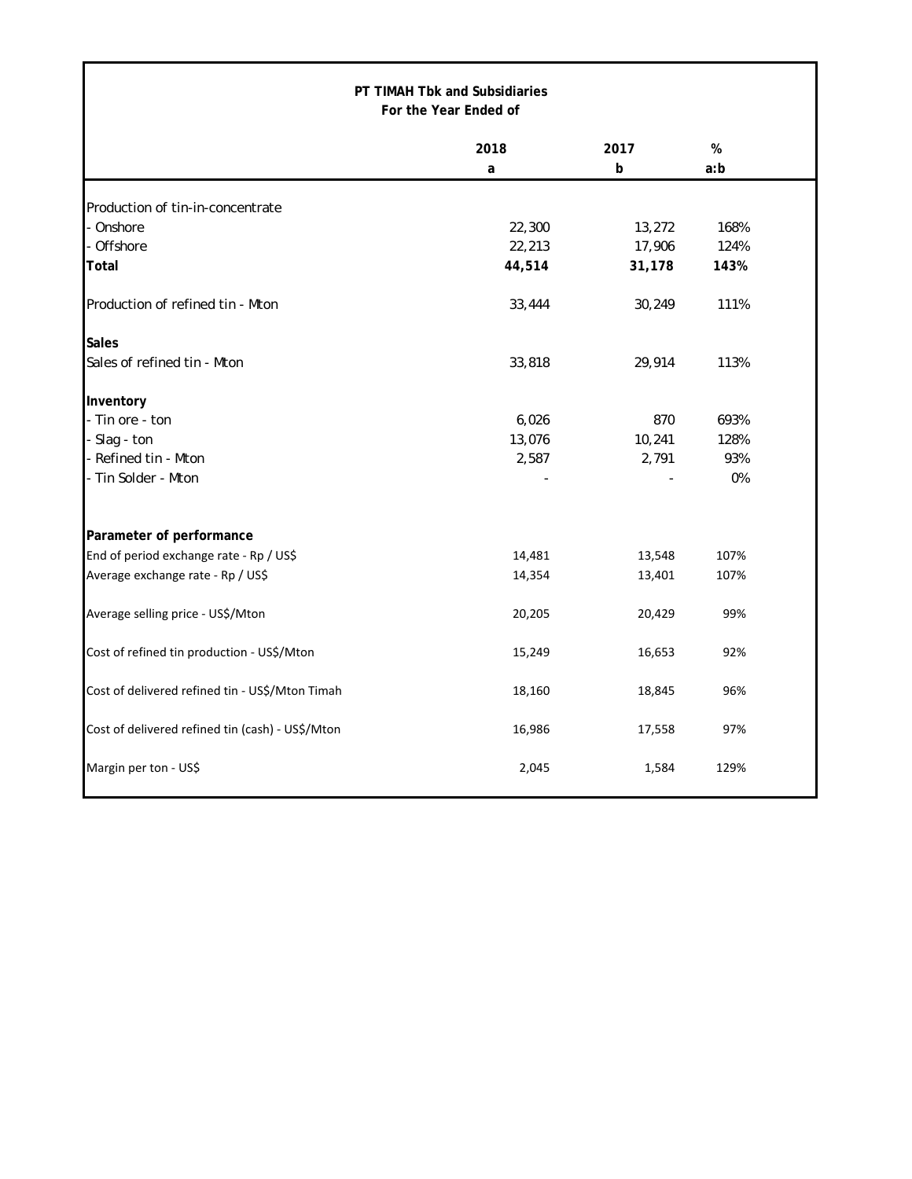**PT TIMAH Tbk and Subsidiaries**
**For the Year Ended of**

| | 2018<br>a | 2017<br>b | %<br>a:b |
|---|---|---|---|
| Production of tin-in-concentrate | | | |
| - Onshore | 22,300 | 13,272 | 168% |
| - Offshore | 22,213 | 17,906 | 124% |
| **Total** | **44,514** | **31,178** | **143%** |
| Production of refined tin - Mton | 33,444 | 30,249 | 111% |
| **Sales** | | | |
| Sales of refined tin - Mton | 33,818 | 29,914 | 113% |
| **Inventory** | | | |
| - Tin ore - ton | 6,026 | 870 | 693% |
| - Slag - ton | 13,076 | 10,241 | 128% |
| - Refined tin - Mton | 2,587 | 2,791 | 93% |
| - Tin Solder - Mton | - | - | 0% |
| **Parameter of performance** | | | |
| End of period exchange rate - Rp / US$ | 14,481 | 13,548 | 107% |
| Average exchange rate - Rp / US$ | 14,354 | 13,401 | 107% |
| Average selling price - US$/Mton | 20,205 | 20,429 | 99% |
| Cost of refined tin production - US$/Mton | 15,249 | 16,653 | 92% |
| Cost of delivered refined tin - US$/Mton Timah | 18,160 | 18,845 | 96% |
| Cost of delivered refined tin (cash) - US$/Mton | 16,986 | 17,558 | 97% |
| Margin per ton - US$ | 2,045 | 1,584 | 129% |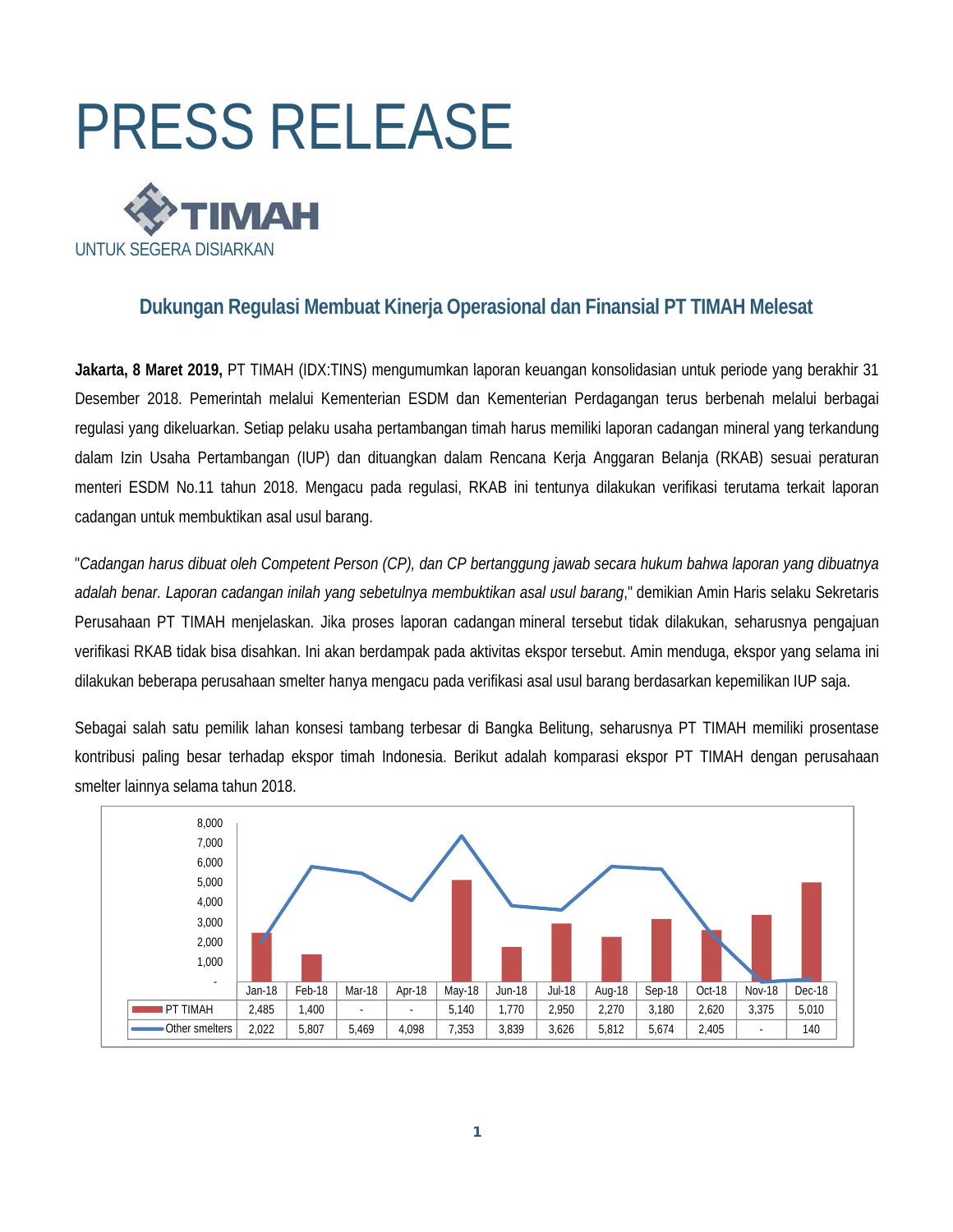# PRESS RELEASE

TIMAH

UNTUK SEGERA DISIARKAN

## Dukungan Regulasi Membuat Kinerja Operasional dan Finansial PT TIMAH Melesat

**Jakarta, 8 Maret 2019,** PT TIMAH (IDX:TINS) mengumumkan laporan keuangan konsolidasian untuk periode yang berakhir 31 Desember 2018. Pemerintah melalui Kementerian ESDM dan Kementerian Perdagangan terus berbenah melalui berbagai regulasi yang dikeluarkan. Setiap pelaku usaha pertambangan timah harus memiliki laporan cadangan mineral yang terkandung dalam Izin Usaha Pertambangan (IUP) dan dituangkan dalam Rencana Kerja Anggaran Belanja (RKAB) sesuai peraturan menteri ESDM No.11 tahun 2018. Mengacu pada regulasi, RKAB ini tentunya dilakukan verifikasi terutama terkait laporan cadangan untuk membuktikan asal usul barang.

"*Cadangan harus dibuat oleh Competent Person (CP), dan CP bertanggung jawab secara hukum bahwa laporan yang dibuatnya adalah benar. Laporan cadangan inilah yang sebetulnya membuktikan asal usul barang*," demikian Amin Haris selaku Sekretaris Perusahaan PT TIMAH menjelaskan. Jika proses laporan cadangan mineral tersebut tidak dilakukan, seharusnya pengajuan verifikasi RKAB tidak bisa disahkan. Ini akan berdampak pada aktivitas ekspor tersebut. Amin menduga, ekspor yang selama ini dilakukan beberapa perusahaan smelter hanya mengacu pada verifikasi asal usul barang berdasarkan kepemilikan IUP saja.

Sebagai salah satu pemilik lahan konsesi tambang terbesar di Bangka Belitung, seharusnya PT TIMAH memiliki prosentase kontribusi paling besar terhadap ekspor timah Indonesia. Berikut adalah komparasi ekspor PT TIMAH dengan perusahaan smelter lainnya selama tahun 2018.

| | Jan-18 | Feb-18 | Mar-18 | Apr-18 | May-18 | Jun-18 | Jul-18 | Aug-18 | Sep-18 | Oct-18 | Nov-18 | Dec-18 |
|---|---|---|---|---|---|---|---|---|---|---|---|---|
| PT TIMAH | 2,485 | 1,400 | - | - | 5,140 | 1,770 | 2,950 | 2,270 | 3,180 | 2,620 | 3,375 | 5,010 |
| Other smelters | 2,022 | 5,807 | 5,469 | 4,098 | 7,353 | 3,839 | 3,626 | 5,812 | 5,674 | 2,405 | - | 140 |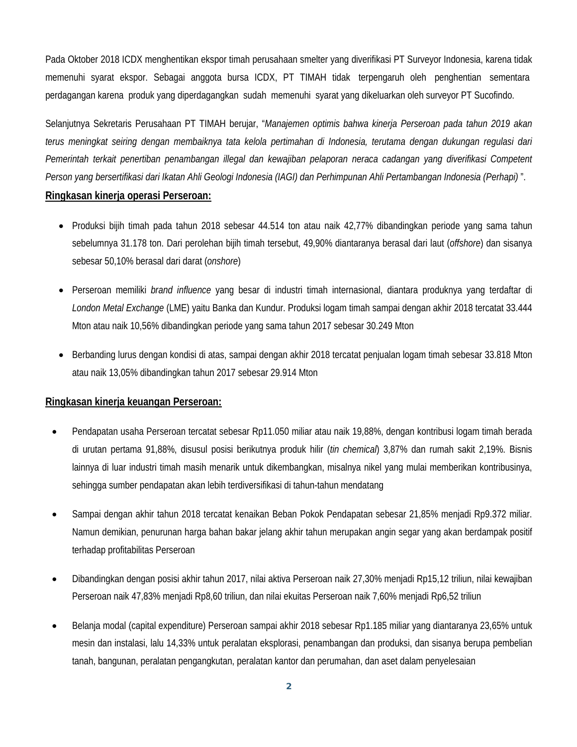Pada Oktober 2018 ICDX menghentikan ekspor timah perusahaan smelter yang diverifikasi PT Surveyor Indonesia, karena tidak memenuhi syarat ekspor. Sebagai anggota bursa ICDX, PT TIMAH tidak terpengaruh oleh penghentian sementara perdagangan karena produk yang diperdagangkan sudah memenuhi syarat yang dikeluarkan oleh surveyor PT Sucofindo.

Selanjutnya Sekretaris Perusahaan PT TIMAH berujar, "*Manajemen optimis bahwa kinerja Perseroan pada tahun 2019 akan terus meningkat seiring dengan membaiknya tata kelola pertimahan di Indonesia, terutama dengan dukungan regulasi dari Pemerintah terkait penertiban penambangan illegal dan kewajiban pelaporan neraca cadangan yang diverifikasi Competent Person yang bersertifikasi dari Ikatan Ahli Geologi Indonesia (IAGI) dan Perhimpunan Ahli Pertambangan Indonesia (Perhapi)* ".

**Ringkasan kinerja operasi Perseroan:**

- Produksi bijih timah pada tahun 2018 sebesar 44.514 ton atau naik 42,77% dibandingkan periode yang sama tahun sebelumnya 31.178 ton. Dari perolehan bijih timah tersebut, 49,90% diantaranya berasal dari laut (*offshore*) dan sisanya sebesar 50,10% berasal dari darat (*onshore*)
- Perseroan memiliki *brand influence* yang besar di industri timah internasional, diantara produknya yang terdaftar di *London Metal Exchange* (LME) yaitu Banka dan Kundur. Produksi logam timah sampai dengan akhir 2018 tercatat 33.444 Mton atau naik 10,56% dibandingkan periode yang sama tahun 2017 sebesar 30.249 Mton
- Berbanding lurus dengan kondisi di atas, sampai dengan akhir 2018 tercatat penjualan logam timah sebesar 33.818 Mton atau naik 13,05% dibandingkan tahun 2017 sebesar 29.914 Mton

**Ringkasan kinerja keuangan Perseroan:**

- Pendapatan usaha Perseroan tercatat sebesar Rp11.050 miliar atau naik 19,88%, dengan kontribusi logam timah berada di urutan pertama 91,88%, disusul posisi berikutnya produk hilir (*tin chemical*) 3,87% dan rumah sakit 2,19%. Bisnis lainnya di luar industri timah masih menarik untuk dikembangkan, misalnya nikel yang mulai memberikan kontribusinya, sehingga sumber pendapatan akan lebih terdiversifikasi di tahun-tahun mendatang
- Sampai dengan akhir tahun 2018 tercatat kenaikan Beban Pokok Pendapatan sebesar 21,85% menjadi Rp9.372 miliar. Namun demikian, penurunan harga bahan bakar jelang akhir tahun merupakan angin segar yang akan berdampak positif terhadap profitabilitas Perseroan
- Dibandingkan dengan posisi akhir tahun 2017, nilai aktiva Perseroan naik 27,30% menjadi Rp15,12 triliun, nilai kewajiban Perseroan naik 47,83% menjadi Rp8,60 triliun, dan nilai ekuitas Perseroan naik 7,60% menjadi Rp6,52 triliun
- Belanja modal (capital expenditure) Perseroan sampai akhir 2018 sebesar Rp1.185 miliar yang diantaranya 23,65% untuk mesin dan instalasi, lalu 14,33% untuk peralatan eksplorasi, penambangan dan produksi, dan sisanya berupa pembelian tanah, bangunan, peralatan pengangkutan, peralatan kantor dan perumahan, dan aset dalam penyelesaian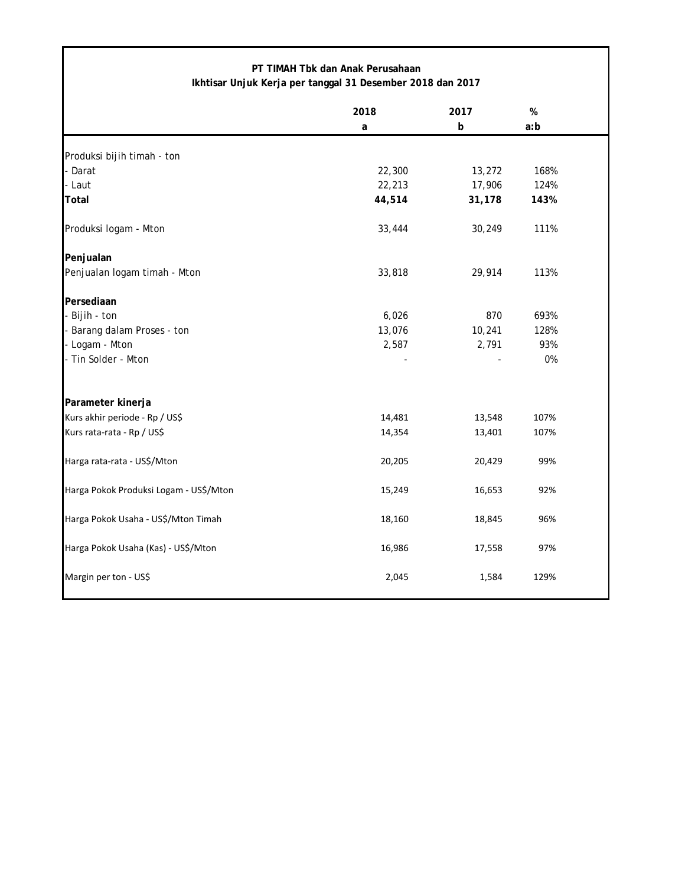**PT TIMAH Tbk dan Anak Perusahaan**
**Ikhtisar Unjuk Kerja per tanggal 31 Desember 2018 dan 2017**

| | 2018<br>a | 2017<br>b | %<br>a:b |
|---|---|---|---|
| Produksi bijih timah - ton | | | |
| - Darat | 22,300 | 13,272 | 168% |
| - Laut | 22,213 | 17,906 | 124% |
| **Total** | **44,514** | **31,178** | **143%** |
| Produksi logam - Mton | 33,444 | 30,249 | 111% |
| **Penjualan** | | | |
| Penjualan logam timah - Mton | 33,818 | 29,914 | 113% |
| **Persediaan** | | | |
| - Bijih - ton | 6,026 | 870 | 693% |
| - Barang dalam Proses - ton | 13,076 | 10,241 | 128% |
| - Logam - Mton | 2,587 | 2,791 | 93% |
| - Tin Solder - Mton | - | - | 0% |
| **Parameter kinerja** | | | |
| Kurs akhir periode - Rp / US$ | 14,481 | 13,548 | 107% |
| Kurs rata-rata - Rp / US$ | 14,354 | 13,401 | 107% |
| Harga rata-rata - US$/Mton | 20,205 | 20,429 | 99% |
| Harga Pokok Produksi Logam - US$/Mton | 15,249 | 16,653 | 92% |
| Harga Pokok Usaha - US$/Mton Timah | 18,160 | 18,845 | 96% |
| Harga Pokok Usaha (Kas) - US$/Mton | 16,986 | 17,558 | 97% |
| Margin per ton - US$ | 2,045 | 1,584 | 129% |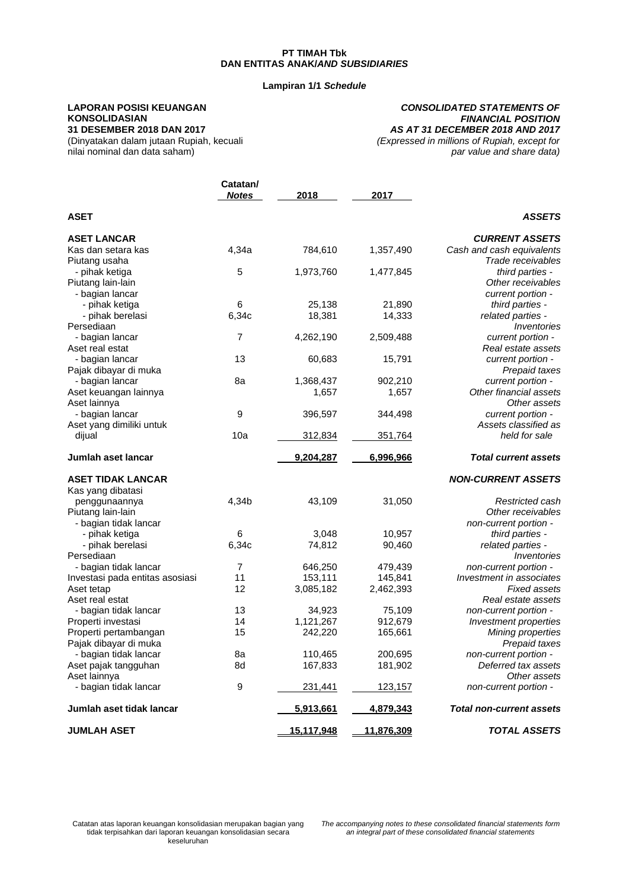**PT TIMAH Tbk**
**DAN ENTITAS ANAK/*AND SUBSIDIARIES***

**Lampiran 1/1 *Schedule***

**LAPORAN POSISI KEUANGAN KONSOLIDASIAN**
**31 DESEMBER 2018 DAN 2017**
(Dinyatakan dalam jutaan Rupiah, kecuali nilai nominal dan data saham)

***CONSOLIDATED STATEMENTS OF FINANCIAL POSITION***
***AS AT 31 DECEMBER 2018 AND 2017***
*(Expressed in millions of Rupiah, except for par value and share data)*

| | Catatan/ *Notes* | 2018 | 2017 | |
|---|---|---|---|---|
| **ASET** | | | | ***ASSETS*** |
| **ASET LANCAR** | | | | ***CURRENT ASSETS*** |
| Kas dan setara kas | 4,34a | 784,610 | 1,357,490 | *Cash and cash equivalents* |
| Piutang usaha | | | | *Trade receivables* |
| - pihak ketiga | 5 | 1,973,760 | 1,477,845 | *third parties -* |
| Piutang lain-lain | | | | *Other receivables* |
| - bagian lancar | | | | *current portion -* |
| - pihak ketiga | 6 | 25,138 | 21,890 | *third parties -* |
| - pihak berelasi | 6,34c | 18,381 | 14,333 | *related parties -* |
| Persediaan | | | | *Inventories* |
| - bagian lancar | 7 | 4,262,190 | 2,509,488 | *current portion -* |
| Aset real estat | | | | *Real estate assets* |
| - bagian lancar | 13 | 60,683 | 15,791 | *current portion -* |
| Pajak dibayar di muka | | | | *Prepaid taxes* |
| - bagian lancar | 8a | 1,368,437 | 902,210 | *current portion -* |
| Aset keuangan lainnya | | 1,657 | 1,657 | *Other financial assets* |
| Aset lainnya | | | | *Other assets* |
| - bagian lancar | 9 | 396,597 | 344,498 | *current portion -* |
| Aset yang dimiliki untuk dijual | 10a | 312,834 | 351,764 | *Assets classified as held for sale* |
| **Jumlah aset lancar** | | **9,204,287** | **6,996,966** | ***Total current assets*** |
| **ASET TIDAK LANCAR** | | | | ***NON-CURRENT ASSETS*** |
| Kas yang dibatasi penggunaannya | 4,34b | 43,109 | 31,050 | *Restricted cash* |
| Piutang lain-lain | | | | *Other receivables* |
| - bagian tidak lancar | | | | *non-current portion -* |
| - pihak ketiga | 6 | 3,048 | 10,957 | *third parties -* |
| - pihak berelasi | 6,34c | 74,812 | 90,460 | *related parties -* |
| Persediaan | | | | *Inventories* |
| - bagian tidak lancar | 7 | 646,250 | 479,439 | *non-current portion -* |
| Investasi pada entitas asosiasi | 11 | 153,111 | 145,841 | *Investment in associates* |
| Aset tetap | 12 | 3,085,182 | 2,462,393 | *Fixed assets* |
| Aset real estat | | | | *Real estate assets* |
| - bagian tidak lancar | 13 | 34,923 | 75,109 | *non-current portion -* |
| Properti investasi | 14 | 1,121,267 | 912,679 | *Investment properties* |
| Properti pertambangan | 15 | 242,220 | 165,661 | *Mining properties* |
| Pajak dibayar di muka | | | | *Prepaid taxes* |
| - bagian tidak lancar | 8a | 110,465 | 200,695 | *non-current portion -* |
| Aset pajak tangguhan | 8d | 167,833 | 181,902 | *Deferred tax assets* |
| Aset lainnya | | | | *Other assets* |
| - bagian tidak lancar | 9 | 231,441 | 123,157 | *non-current portion -* |
| **Jumlah aset tidak lancar** | | **5,913,661** | **4,879,343** | ***Total non-current assets*** |
| **JUMLAH ASET** | | **15,117,948** | **11,876,309** | ***TOTAL ASSETS*** |

Catatan atas laporan keuangan konsolidasian merupakan bagian yang tidak terpisahkan dari laporan keuangan konsolidasian secara keseluruhan

*The accompanying notes to these consolidated financial statements form an integral part of these consolidated financial statements*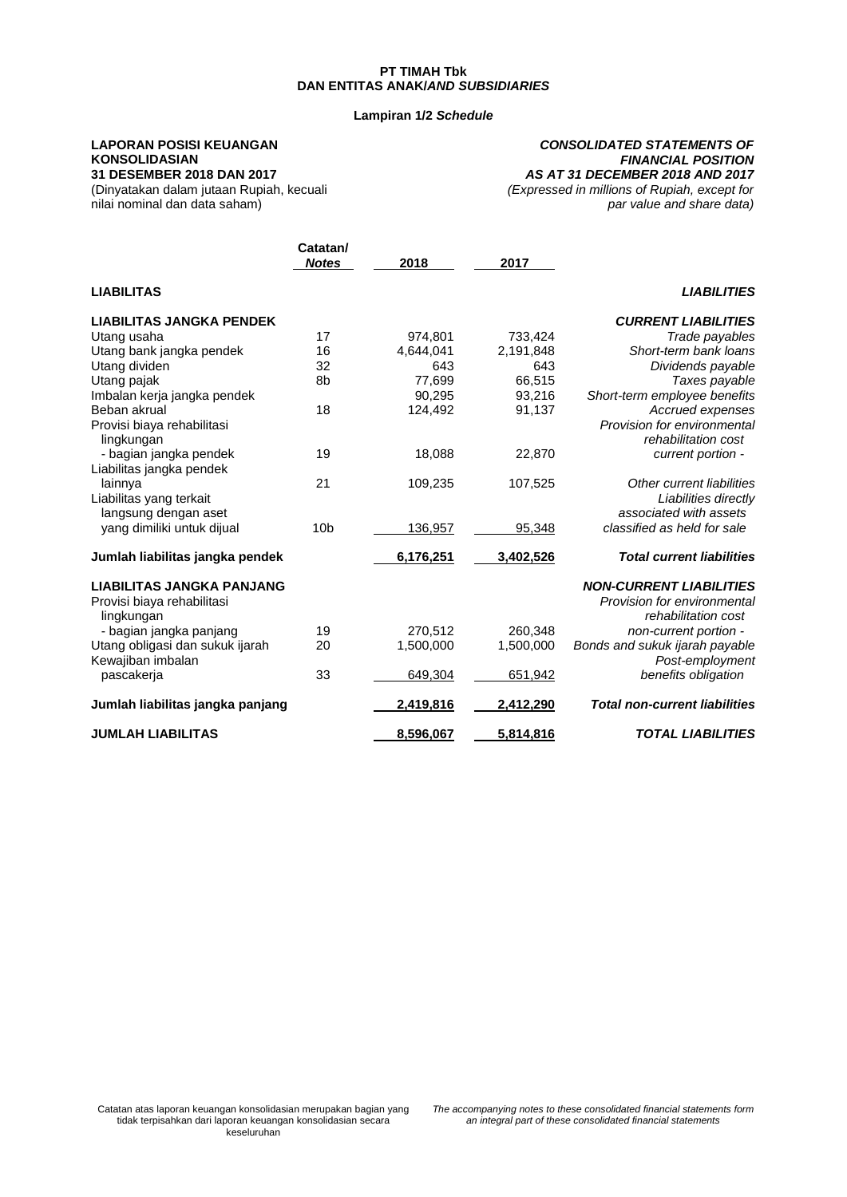**PT TIMAH Tbk**
**DAN ENTITAS ANAK/*AND SUBSIDIARIES***

**Lampiran 1/2 *Schedule***

**LAPORAN POSISI KEUANGAN KONSOLIDASIAN**
**31 DESEMBER 2018 DAN 2017**
(Dinyatakan dalam jutaan Rupiah, kecuali nilai nominal dan data saham)

***CONSOLIDATED STATEMENTS OF FINANCIAL POSITION***
***AS AT 31 DECEMBER 2018 AND 2017***
*(Expressed in millions of Rupiah, except for par value and share data)*

| | Catatan/ *Notes* | 2018 | 2017 | |
|---|---|---|---|---|
| **LIABILITAS** | | | | ***LIABILITIES*** |
| **LIABILITAS JANGKA PENDEK** | | | | ***CURRENT LIABILITIES*** |
| Utang usaha | 17 | 974,801 | 733,424 | *Trade payables* |
| Utang bank jangka pendek | 16 | 4,644,041 | 2,191,848 | *Short-term bank loans* |
| Utang dividen | 32 | 643 | 643 | *Dividends payable* |
| Utang pajak | 8b | 77,699 | 66,515 | *Taxes payable* |
| Imbalan kerja jangka pendek | | 90,295 | 93,216 | *Short-term employee benefits* |
| Beban akrual | 18 | 124,492 | 91,137 | *Accrued expenses* |
| Provisi biaya rehabilitasi lingkungan - bagian jangka pendek | 19 | 18,088 | 22,870 | *Provision for environmental rehabilitation cost current portion -* |
| Liabilitas jangka pendek lainnya | 21 | 109,235 | 107,525 | *Other current liabilities* |
| Liabilitas yang terkait langsung dengan aset yang dimiliki untuk dijual | 10b | 136,957 | 95,348 | *Liabilities directly associated with assets classified as held for sale* |
| **Jumlah liabilitas jangka pendek** | | **6,176,251** | **3,402,526** | ***Total current liabilities*** |
| **LIABILITAS JANGKA PANJANG** | | | | ***NON-CURRENT LIABILITIES*** |
| Provisi biaya rehabilitasi lingkungan - bagian jangka panjang | 19 | 270,512 | 260,348 | *Provision for environmental rehabilitation cost non-current portion -* |
| Utang obligasi dan sukuk ijarah | 20 | 1,500,000 | 1,500,000 | *Bonds and sukuk ijarah payable* |
| Kewajiban imbalan pascakerja | 33 | 649,304 | 651,942 | *Post-employment benefits obligation* |
| **Jumlah liabilitas jangka panjang** | | **2,419,816** | **2,412,290** | ***Total non-current liabilities*** |
| **JUMLAH LIABILITAS** | | **8,596,067** | **5,814,816** | ***TOTAL LIABILITIES*** |

Catatan atas laporan keuangan konsolidasian merupakan bagian yang tidak terpisahkan dari laporan keuangan konsolidasian secara keseluruhan

*The accompanying notes to these consolidated financial statements form an integral part of these consolidated financial statements*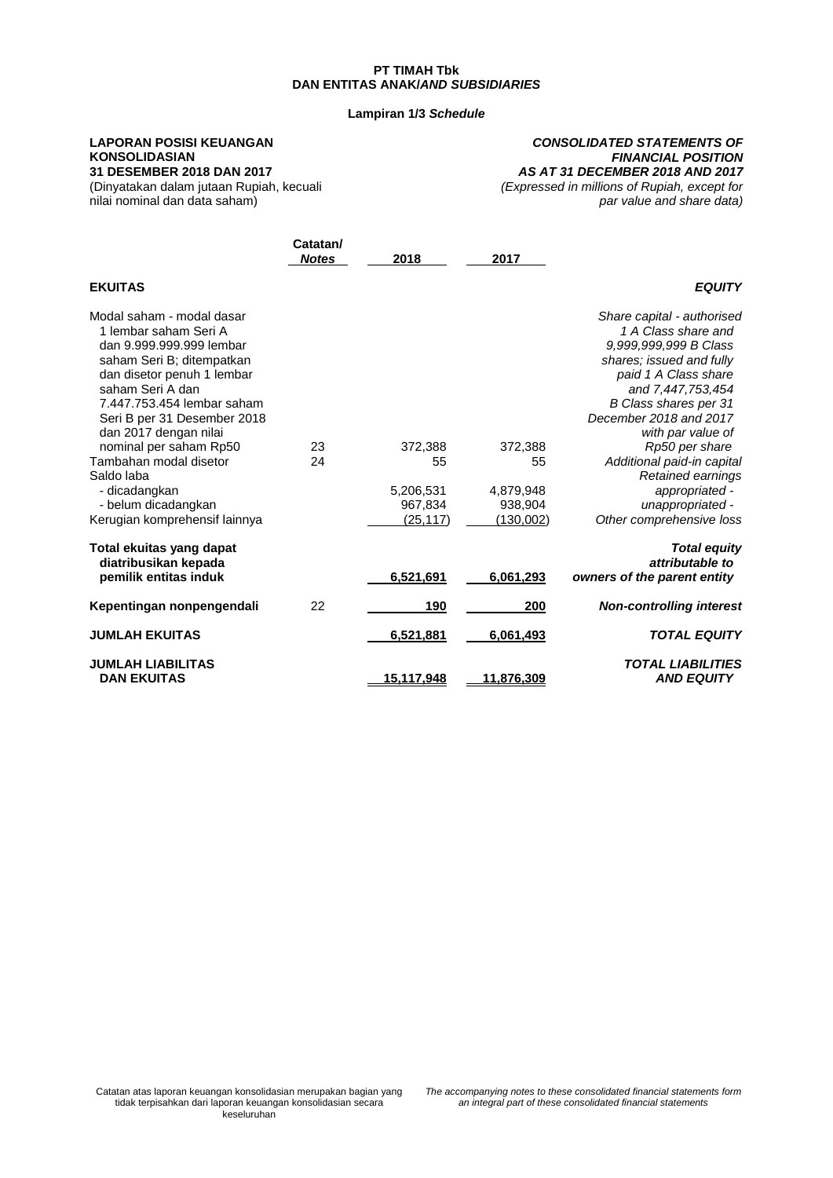**PT TIMAH Tbk**
**DAN ENTITAS ANAK/*AND SUBSIDIARIES***

**Lampiran 1/3 *Schedule***

**LAPORAN POSISI KEUANGAN KONSOLIDASIAN**
**31 DESEMBER 2018 DAN 2017**
(Dinyatakan dalam jutaan Rupiah, kecuali nilai nominal dan data saham)

***CONSOLIDATED STATEMENTS OF FINANCIAL POSITION***
***AS AT 31 DECEMBER 2018 AND 2017***
*(Expressed in millions of Rupiah, except for par value and share data)*

| | Catatan/ *Notes* | 2018 | 2017 | |
|---|---|---|---|---|
| **EKUITAS** | | | | ***EQUITY*** |
| Modal saham - modal dasar 1 lembar saham Seri A dan 9.999.999.999 lembar saham Seri B; ditempatkan dan disetor penuh 1 lembar saham Seri A dan 7.447.753.454 lembar saham Seri B per 31 Desember 2018 dan 2017 dengan nilai nominal per saham Rp50 | 23 | 372,388 | 372,388 | *Share capital - authorised 1 A Class share and 9,999,999,999 B Class shares; issued and fully paid 1 A Class share and 7,447,753,454 B Class shares per 31 December 2018 and 2017 with par value of Rp50 per share* |
| Tambahan modal disetor | 24 | 55 | 55 | *Additional paid-in capital* |
| Saldo laba | | | | *Retained earnings* |
| - dicadangkan | | 5,206,531 | 4,879,948 | *appropriated -* |
| - belum dicadangkan | | 967,834 | 938,904 | *unappropriated -* |
| Kerugian komprehensif lainnya | | (25,117) | (130,002) | *Other comprehensive loss* |
| **Total ekuitas yang dapat diatribusikan kepada pemilik entitas induk** | | **6,521,691** | **6,061,293** | ***Total equity attributable to owners of the parent entity*** |
| **Kepentingan nonpengendali** | 22 | **190** | **200** | ***Non-controlling interest*** |
| **JUMLAH EKUITAS** | | **6,521,881** | **6,061,493** | ***TOTAL EQUITY*** |
| **JUMLAH LIABILITAS DAN EKUITAS** | | **15,117,948** | **11,876,309** | ***TOTAL LIABILITIES AND EQUITY*** |

Catatan atas laporan keuangan konsolidasian merupakan bagian yang tidak terpisahkan dari laporan keuangan konsolidasian secara keseluruhan

*The accompanying notes to these consolidated financial statements form an integral part of these consolidated financial statements*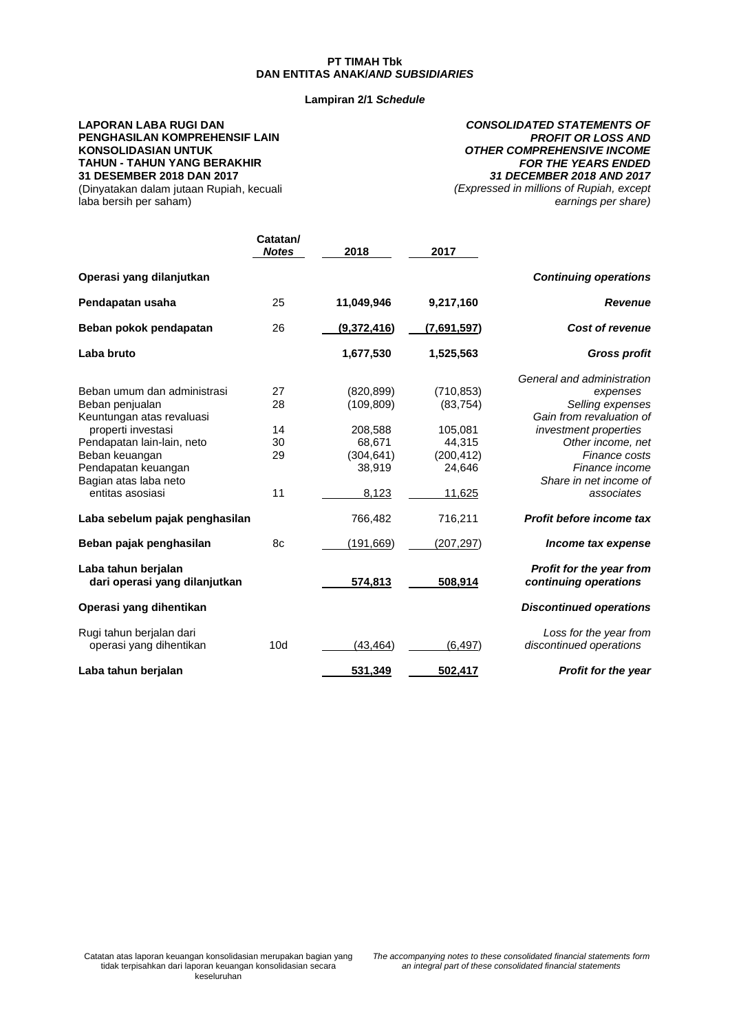**PT TIMAH Tbk**
**DAN ENTITAS ANAK/*AND SUBSIDIARIES***

**Lampiran 2/1 *Schedule***

**LAPORAN LABA RUGI DAN PENGHASILAN KOMPREHENSIF LAIN KONSOLIDASIAN UNTUK TAHUN - TAHUN YANG BERAKHIR 31 DESEMBER 2018 DAN 2017**
(Dinyatakan dalam jutaan Rupiah, kecuali laba bersih per saham)

***CONSOLIDATED STATEMENTS OF PROFIT OR LOSS AND OTHER COMPREHENSIVE INCOME FOR THE YEARS ENDED 31 DECEMBER 2018 AND 2017***
*(Expressed in millions of Rupiah, except earnings per share)*

| | Catatan/ *Notes* | 2018 | 2017 | |
|---|---|---|---|---|
| **Operasi yang dilanjutkan** | | | | ***Continuing operations*** |
| **Pendapatan usaha** | 25 | **11,049,946** | **9,217,160** | ***Revenue*** |
| **Beban pokok pendapatan** | 26 | **(9,372,416)** | **(7,691,597)** | ***Cost of revenue*** |
| **Laba bruto** | | **1,677,530** | **1,525,563** | ***Gross profit*** |
| Beban umum dan administrasi | 27 | (820,899) | (710,853) | *General and administration expenses* |
| Beban penjualan | 28 | (109,809) | (83,754) | *Selling expenses* |
| Keuntungan atas revaluasi properti investasi | 14 | 208,588 | 105,081 | *Gain from revaluation of investment properties* |
| Pendapatan lain-lain, neto | 30 | 68,671 | 44,315 | *Other income, net* |
| Beban keuangan | 29 | (304,641) | (200,412) | *Finance costs* |
| Pendapatan keuangan | | 38,919 | 24,646 | *Finance income* |
| Bagian atas laba neto entitas asosiasi | 11 | 8,123 | 11,625 | *Share in net income of associates* |
| **Laba sebelum pajak penghasilan** | | 766,482 | 716,211 | ***Profit before income tax*** |
| **Beban pajak penghasilan** | 8c | (191,669) | (207,297) | ***Income tax expense*** |
| **Laba tahun berjalan dari operasi yang dilanjutkan** | | **574,813** | **508,914** | ***Profit for the year from continuing operations*** |
| **Operasi yang dihentikan** | | | | ***Discontinued operations*** |
| Rugi tahun berjalan dari operasi yang dihentikan | 10d | (43,464) | (6,497) | *Loss for the year from discontinued operations* |
| **Laba tahun berjalan** | | **531,349** | **502,417** | ***Profit for the year*** |

Catatan atas laporan keuangan konsolidasian merupakan bagian yang tidak terpisahkan dari laporan keuangan konsolidasian secara keseluruhan

*The accompanying notes to these consolidated financial statements form an integral part of these consolidated financial statements*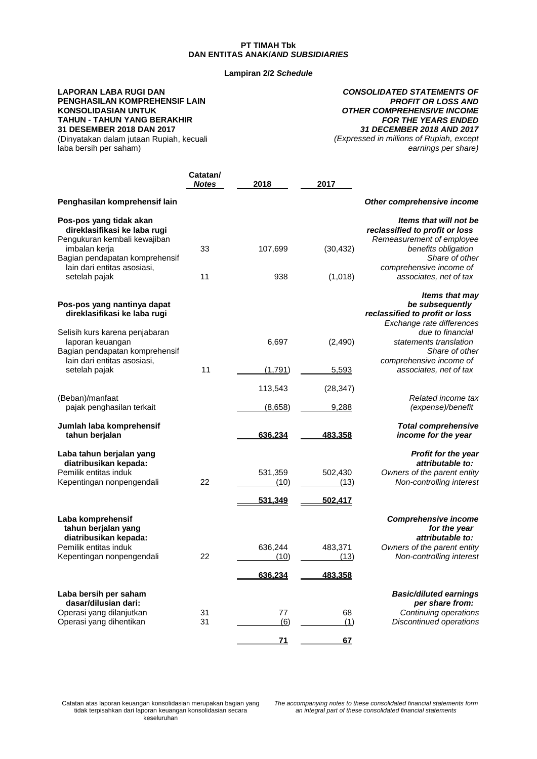**PT TIMAH Tbk**
**DAN ENTITAS ANAK/*AND SUBSIDIARIES***

**Lampiran 2/2 *Schedule***

**LAPORAN LABA RUGI DAN PENGHASILAN KOMPREHENSIF LAIN KONSOLIDASIAN UNTUK TAHUN - TAHUN YANG BERAKHIR 31 DESEMBER 2018 DAN 2017**
(Dinyatakan dalam jutaan Rupiah, kecuali laba bersih per saham)

***CONSOLIDATED STATEMENTS OF PROFIT OR LOSS AND OTHER COMPREHENSIVE INCOME FOR THE YEARS ENDED 31 DECEMBER 2018 AND 2017***
*(Expressed in millions of Rupiah, except earnings per share)*

| | Catatan/ *Notes* | 2018 | 2017 | |
|---|---|---|---|---|
| **Penghasilan komprehensif lain** | | | | ***Other comprehensive income*** |
| **Pos-pos yang tidak akan direklasifikasi ke laba rugi** | | | | ***Items that will not be reclassified to profit or loss*** |
| Pengukuran kembali kewajiban imbalan kerja | 33 | 107,699 | (30,432) | *Remeasurement of employee benefits obligation* |
| Bagian pendapatan komprehensif lain dari entitas asosiasi, setelah pajak | 11 | 938 | (1,018) | *Share of other comprehensive income of associates, net of tax* |
| **Pos-pos yang nantinya dapat direklasifikasi ke laba rugi** | | | | ***Items that may be subsequently reclassified to profit or loss*** |
| Selisih kurs karena penjabaran laporan keuangan | | 6,697 | (2,490) | *Exchange rate differences due to financial statements translation* |
| Bagian pendapatan komprehensif lain dari entitas asosiasi, setelah pajak | 11 | (1,791) | 5,593 | *Share of other comprehensive income of associates, net of tax* |
| | | 113,543 | (28,347) | |
| (Beban)/manfaat pajak penghasilan terkait | | (8,658) | 9,288 | *Related income tax (expense)/benefit* |
| **Jumlah laba komprehensif tahun berjalan** | | **636,234** | **483,358** | ***Total comprehensive income for the year*** |
| **Laba tahun berjalan yang diatribusikan kepada:** | | | | ***Profit for the year attributable to:*** |
| Pemilik entitas induk | | 531,359 | 502,430 | *Owners of the parent entity* |
| Kepentingan nonpengendali | 22 | (10) | (13) | *Non-controlling interest* |
| | | **531,349** | **502,417** | |
| **Laba komprehensif tahun berjalan yang diatribusikan kepada:** | | | | ***Comprehensive income for the year attributable to:*** |
| Pemilik entitas induk | | 636,244 | 483,371 | *Owners of the parent entity* |
| Kepentingan nonpengendali | 22 | (10) | (13) | *Non-controlling interest* |
| | | **636,234** | **483,358** | |
| **Laba bersih per saham dasar/dilusian dari:** | | | | ***Basic/diluted earnings per share from:*** |
| Operasi yang dilanjutkan | 31 | 77 | 68 | *Continuing operations* |
| Operasi yang dihentikan | 31 | (6) | (1) | *Discontinued operations* |
| | | **71** | **67** | |

Catatan atas laporan keuangan konsolidasian merupakan bagian yang tidak terpisahkan dari laporan keuangan konsolidasian secara keseluruhan

*The accompanying notes to these consolidated financial statements form an integral part of these consolidated financial statements*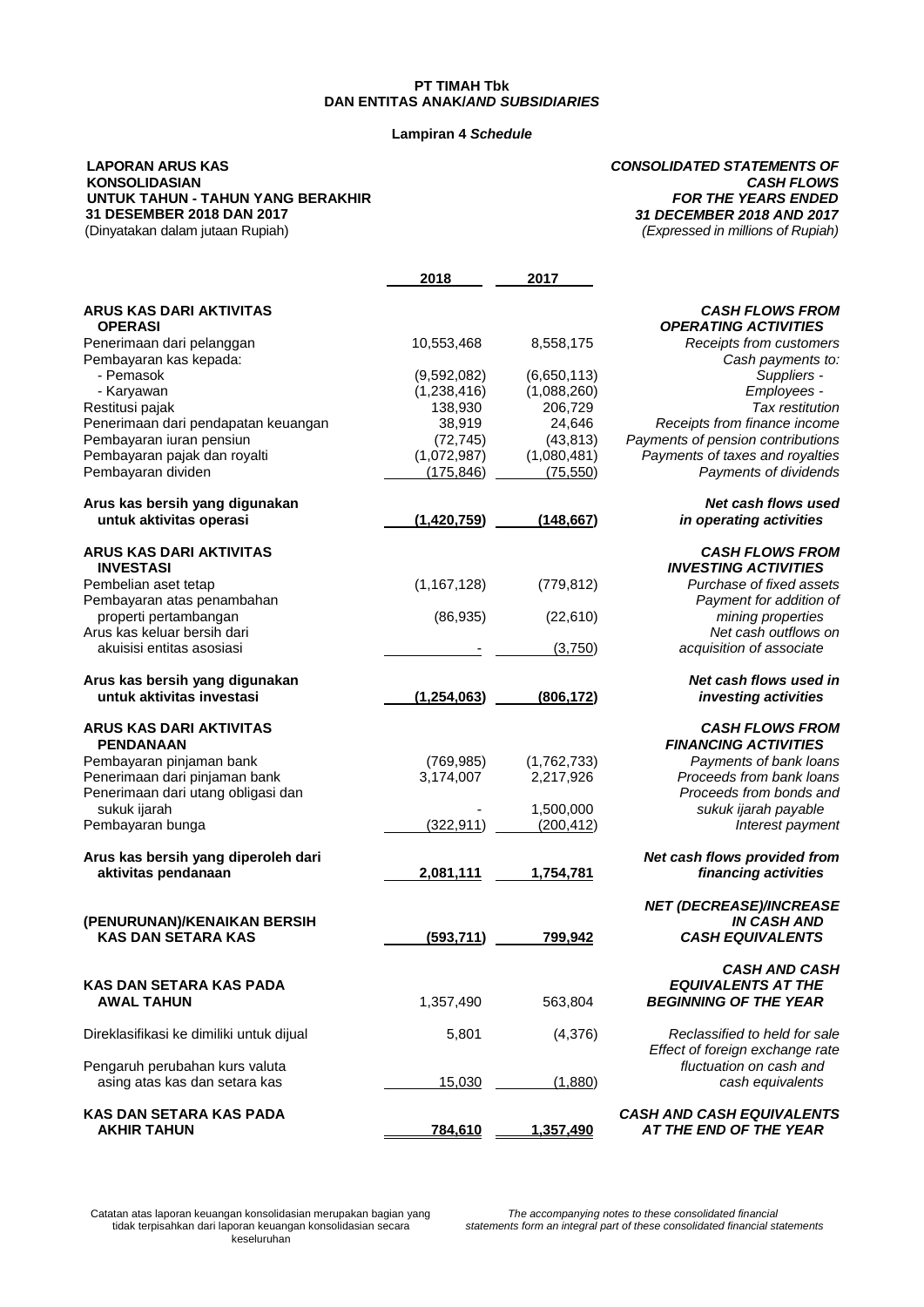**PT TIMAH Tbk**
**DAN ENTITAS ANAK/*AND SUBSIDIARIES***

**Lampiran 4 *Schedule***

| **LAPORAN ARUS KAS KONSOLIDASIAN UNTUK TAHUN - TAHUN YANG BERAKHIR 31 DESEMBER 2018 DAN 2017** (Dinyatakan dalam jutaan Rupiah) | | | ***CONSOLIDATED STATEMENTS OF CASH FLOWS FOR THE YEARS ENDED 31 DECEMBER 2018 AND 2017*** *(Expressed in millions of Rupiah)* |
|---|---|---|---|
| | **2018** | **2017** | |
| **ARUS KAS DARI AKTIVITAS OPERASI** | | | ***CASH FLOWS FROM OPERATING ACTIVITIES*** |
| Penerimaan dari pelanggan | 10,553,468 | 8,558,175 | *Receipts from customers* |
| Pembayaran kas kepada: | | | *Cash payments to:* |
| - Pemasok | (9,592,082) | (6,650,113) | *Suppliers -* |
| - Karyawan | (1,238,416) | (1,088,260) | *Employees -* |
| Restitusi pajak | 138,930 | 206,729 | *Tax restitution* |
| Penerimaan dari pendapatan keuangan | 38,919 | 24,646 | *Receipts from finance income* |
| Pembayaran iuran pensiun | (72,745) | (43,813) | *Payments of pension contributions* |
| Pembayaran pajak dan royalti | (1,072,987) | (1,080,481) | *Payments of taxes and royalties* |
| Pembayaran dividen | (175,846) | (75,550) | *Payments of dividends* |
| **Arus kas bersih yang digunakan untuk aktivitas operasi** | **(1,420,759)** | **(148,667)** | ***Net cash flows used in operating activities*** |
| **ARUS KAS DARI AKTIVITAS INVESTASI** | | | ***CASH FLOWS FROM INVESTING ACTIVITIES*** |
| Pembelian aset tetap | (1,167,128) | (779,812) | *Purchase of fixed assets* |
| Pembayaran atas penambahan properti pertambangan | (86,935) | (22,610) | *Payment for addition of mining properties* |
| Arus kas keluar bersih dari akuisisi entitas asosiasi | - | (3,750) | *Net cash outflows on acquisition of associate* |
| **Arus kas bersih yang digunakan untuk aktivitas investasi** | **(1,254,063)** | **(806,172)** | ***Net cash flows used in investing activities*** |
| **ARUS KAS DARI AKTIVITAS PENDANAAN** | | | ***CASH FLOWS FROM FINANCING ACTIVITIES*** |
| Pembayaran pinjaman bank | (769,985) | (1,762,733) | *Payments of bank loans* |
| Penerimaan dari pinjaman bank | 3,174,007 | 2,217,926 | *Proceeds from bank loans* |
| Penerimaan dari utang obligasi dan sukuk ijarah | - | 1,500,000 | *Proceeds from bonds and sukuk ijarah payable* |
| Pembayaran bunga | (322,911) | (200,412) | *Interest payment* |
| **Arus kas bersih yang diperoleh dari aktivitas pendanaan** | **2,081,111** | **1,754,781** | ***Net cash flows provided from financing activities*** |
| **(PENURUNAN)/KENAIKAN BERSIH KAS DAN SETARA KAS** | **(593,711)** | **799,942** | ***NET (DECREASE)/INCREASE IN CASH AND CASH EQUIVALENTS*** |
| **KAS DAN SETARA KAS PADA AWAL TAHUN** | 1,357,490 | 563,804 | ***CASH AND CASH EQUIVALENTS AT THE BEGINNING OF THE YEAR*** |
| Direklasifikasi ke dimiliki untuk dijual | 5,801 | (4,376) | *Reclassified to held for sale* |
| Pengaruh perubahan kurs valuta asing atas kas dan setara kas | 15,030 | (1,880) | *Effect of foreign exchange rate fluctuation on cash and cash equivalents* |
| **KAS DAN SETARA KAS PADA AKHIR TAHUN** | **784,610** | **1,357,490** | ***CASH AND CASH EQUIVALENTS AT THE END OF THE YEAR*** |

Catatan atas laporan keuangan konsolidasian merupakan bagian yang tidak terpisahkan dari laporan keuangan konsolidasian secara keseluruhan

*The accompanying notes to these consolidated financial statements form an integral part of these consolidated financial statements*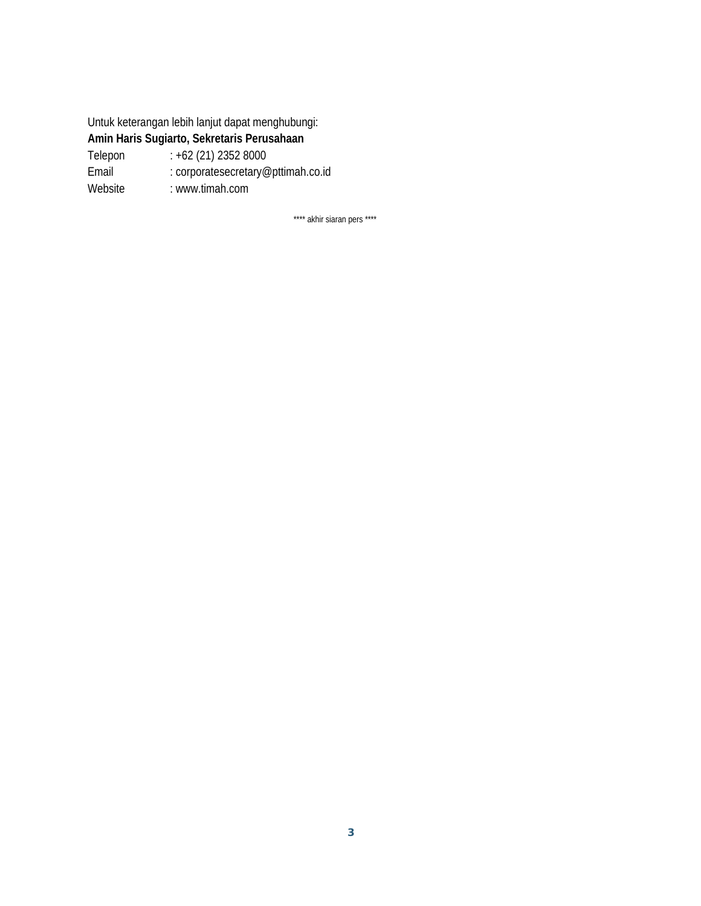Untuk keterangan lebih lanjut dapat menghubungi:

**Amin Haris Sugiarto, Sekretaris Perusahaan**

Telepon : +62 (21) 2352 8000
Email : corporatesecretary@pttimah.co.id
Website : www.timah.com

**** akhir siaran pers ****